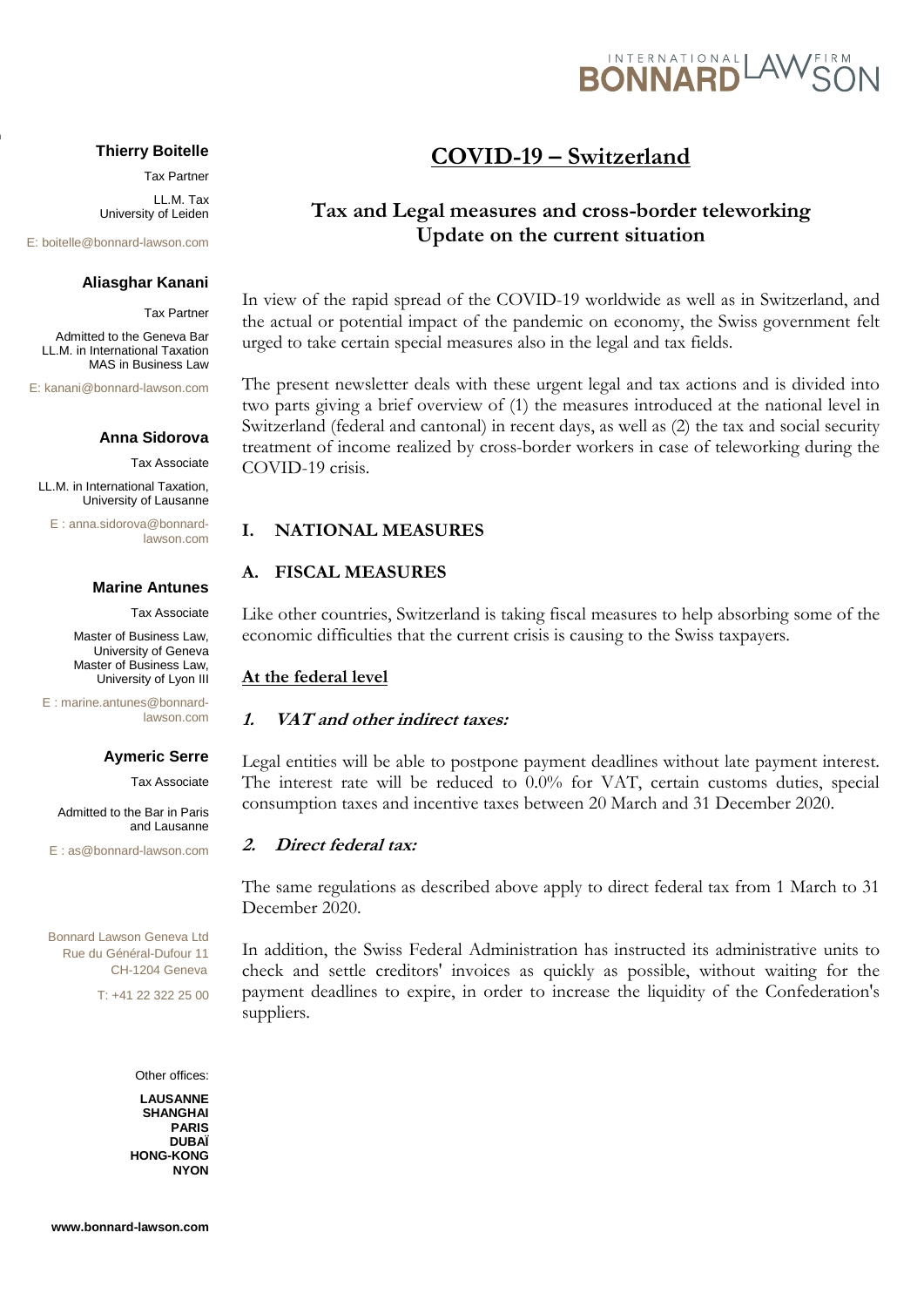# COVID-19 – Switzerland

## Tax and Legal measures and cross-border teleworking Update on the current situation

**Thierry Boitelle**
Tax Partner
LL.M. Tax
University of Leiden
E: boitelle@bonnard-lawson.com

**Aliasghar Kanani**
Tax Partner
Admitted to the Geneva Bar
LL.M. in International Taxation
MAS in Business Law
E: kanani@bonnard-lawson.com

**Anna Sidorova**
Tax Associate
LL.M. in International Taxation,
University of Lausanne
E : anna.sidorova@bonnard-lawson.com

**Marine Antunes**
Tax Associate
Master of Business Law,
University of Geneva
Master of Business Law,
University of Lyon III
E : marine.antunes@bonnard-lawson.com

**Aymeric Serre**
Tax Associate
Admitted to the Bar in Paris and Lausanne
E : as@bonnard-lawson.com

Bonnard Lawson Geneva Ltd
Rue du Général-Dufour 11
CH-1204 Geneva
T: +41 22 322 25 00

Other offices:
**LAUSANNE**
**SHANGHAI**
**PARIS**
**DUBAÏ**
**HONG-KONG**
**NYON**

**www.bonnard-lawson.com**

In view of the rapid spread of the COVID-19 worldwide as well as in Switzerland, and the actual or potential impact of the pandemic on economy, the Swiss government felt urged to take certain special measures also in the legal and tax fields.

The present newsletter deals with these urgent legal and tax actions and is divided into two parts giving a brief overview of (1) the measures introduced at the national level in Switzerland (federal and cantonal) in recent days, as well as (2) the tax and social security treatment of income realized by cross-border workers in case of teleworking during the COVID-19 crisis.

## I. NATIONAL MEASURES

### A. FISCAL MEASURES

Like other countries, Switzerland is taking fiscal measures to help absorbing some of the economic difficulties that the current crisis is causing to the Swiss taxpayers.

**At the federal level**

#### *1. VAT and other indirect taxes:*

Legal entities will be able to postpone payment deadlines without late payment interest. The interest rate will be reduced to 0.0% for VAT, certain customs duties, special consumption taxes and incentive taxes between 20 March and 31 December 2020.

#### *2. Direct federal tax:*

The same regulations as described above apply to direct federal tax from 1 March to 31 December 2020.

In addition, the Swiss Federal Administration has instructed its administrative units to check and settle creditors' invoices as quickly as possible, without waiting for the payment deadlines to expire, in order to increase the liquidity of the Confederation's suppliers.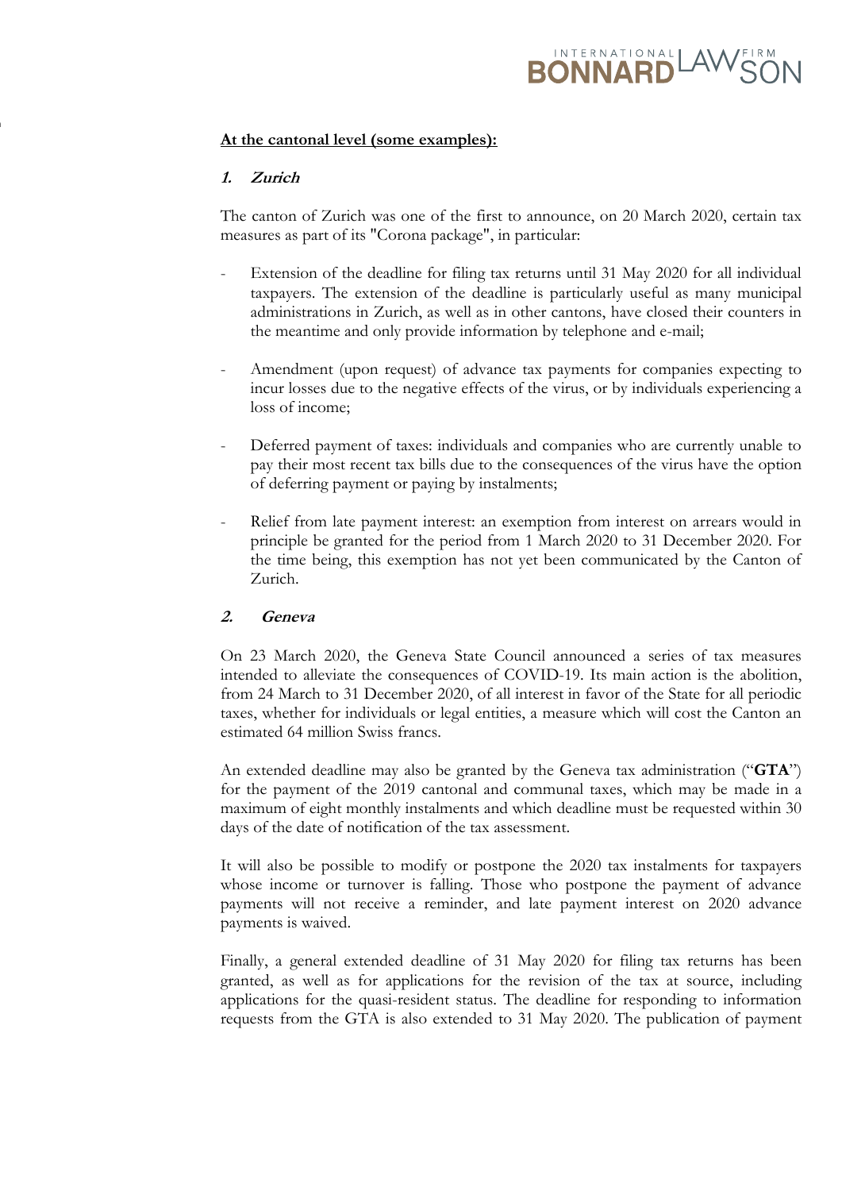**At the cantonal level (some examples):**

### *1. Zurich*

The canton of Zurich was one of the first to announce, on 20 March 2020, certain tax measures as part of its "Corona package", in particular:

- Extension of the deadline for filing tax returns until 31 May 2020 for all individual taxpayers. The extension of the deadline is particularly useful as many municipal administrations in Zurich, as well as in other cantons, have closed their counters in the meantime and only provide information by telephone and e-mail;

- Amendment (upon request) of advance tax payments for companies expecting to incur losses due to the negative effects of the virus, or by individuals experiencing a loss of income;

- Deferred payment of taxes: individuals and companies who are currently unable to pay their most recent tax bills due to the consequences of the virus have the option of deferring payment or paying by instalments;

- Relief from late payment interest: an exemption from interest on arrears would in principle be granted for the period from 1 March 2020 to 31 December 2020. For the time being, this exemption has not yet been communicated by the Canton of Zurich.

### *2. Geneva*

On 23 March 2020, the Geneva State Council announced a series of tax measures intended to alleviate the consequences of COVID-19. Its main action is the abolition, from 24 March to 31 December 2020, of all interest in favor of the State for all periodic taxes, whether for individuals or legal entities, a measure which will cost the Canton an estimated 64 million Swiss francs.

An extended deadline may also be granted by the Geneva tax administration ("**GTA**") for the payment of the 2019 cantonal and communal taxes, which may be made in a maximum of eight monthly instalments and which deadline must be requested within 30 days of the date of notification of the tax assessment.

It will also be possible to modify or postpone the 2020 tax instalments for taxpayers whose income or turnover is falling. Those who postpone the payment of advance payments will not receive a reminder, and late payment interest on 2020 advance payments is waived.

Finally, a general extended deadline of 31 May 2020 for filing tax returns has been granted, as well as for applications for the revision of the tax at source, including applications for the quasi-resident status. The deadline for responding to information requests from the GTA is also extended to 31 May 2020. The publication of payment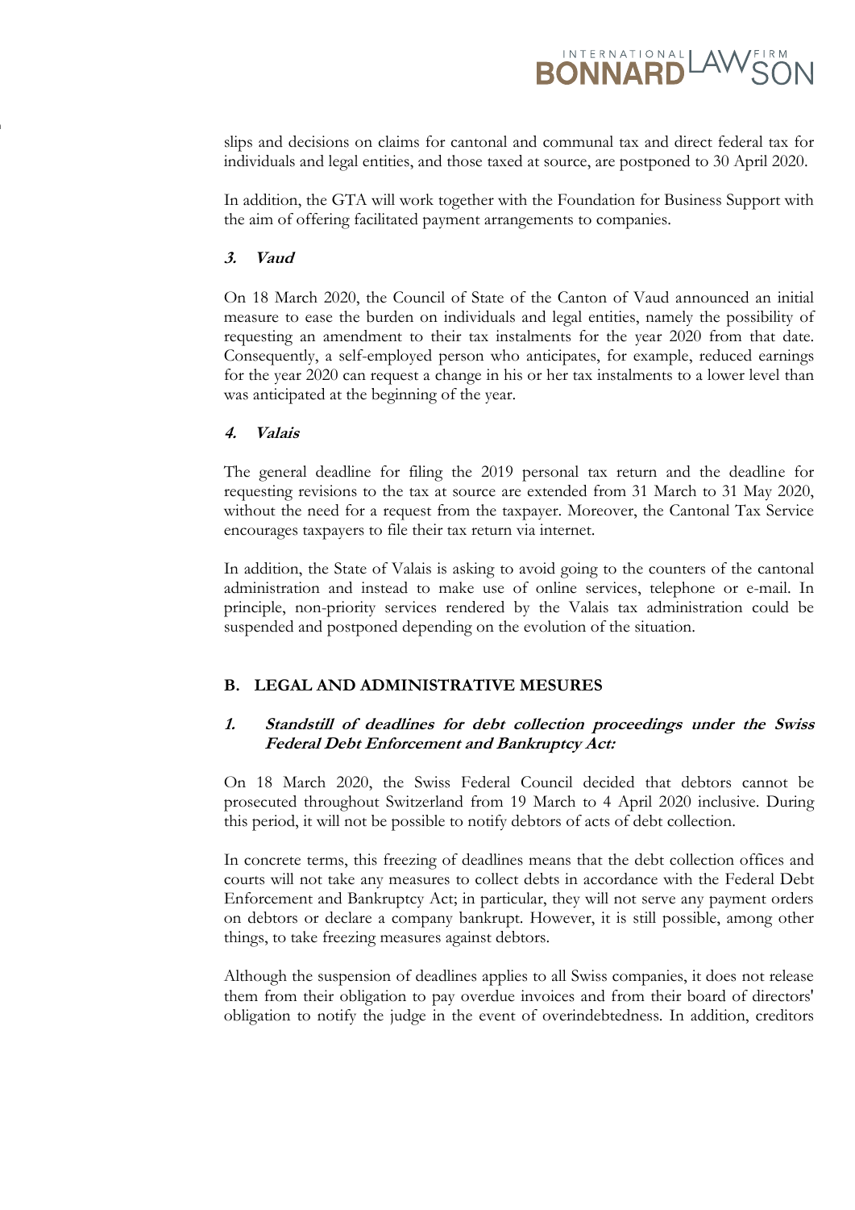slips and decisions on claims for cantonal and communal tax and direct federal tax for individuals and legal entities, and those taxed at source, are postponed to 30 April 2020.

In addition, the GTA will work together with the Foundation for Business Support with the aim of offering facilitated payment arrangements to companies.

#### *3. Vaud*

On 18 March 2020, the Council of State of the Canton of Vaud announced an initial measure to ease the burden on individuals and legal entities, namely the possibility of requesting an amendment to their tax instalments for the year 2020 from that date. Consequently, a self-employed person who anticipates, for example, reduced earnings for the year 2020 can request a change in his or her tax instalments to a lower level than was anticipated at the beginning of the year.

#### *4. Valais*

The general deadline for filing the 2019 personal tax return and the deadline for requesting revisions to the tax at source are extended from 31 March to 31 May 2020, without the need for a request from the taxpayer. Moreover, the Cantonal Tax Service encourages taxpayers to file their tax return via internet.

In addition, the State of Valais is asking to avoid going to the counters of the cantonal administration and instead to make use of online services, telephone or e-mail. In principle, non-priority services rendered by the Valais tax administration could be suspended and postponed depending on the evolution of the situation.

## B. LEGAL AND ADMINISTRATIVE MESURES

#### *1. Standstill of deadlines for debt collection proceedings under the Swiss Federal Debt Enforcement and Bankruptcy Act:*

On 18 March 2020, the Swiss Federal Council decided that debtors cannot be prosecuted throughout Switzerland from 19 March to 4 April 2020 inclusive. During this period, it will not be possible to notify debtors of acts of debt collection.

In concrete terms, this freezing of deadlines means that the debt collection offices and courts will not take any measures to collect debts in accordance with the Federal Debt Enforcement and Bankruptcy Act; in particular, they will not serve any payment orders on debtors or declare a company bankrupt. However, it is still possible, among other things, to take freezing measures against debtors.

Although the suspension of deadlines applies to all Swiss companies, it does not release them from their obligation to pay overdue invoices and from their board of directors' obligation to notify the judge in the event of overindebtedness. In addition, creditors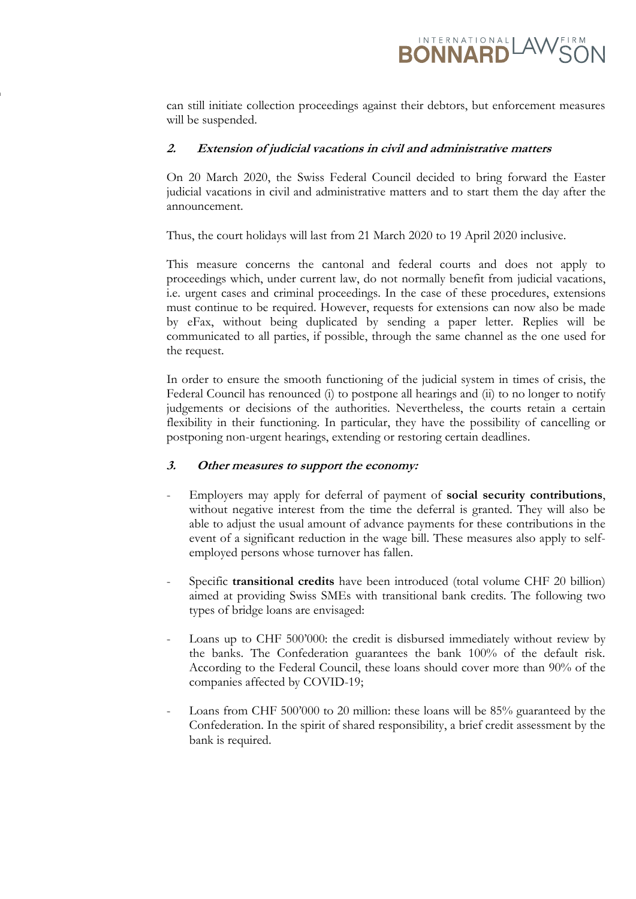can still initiate collection proceedings against their debtors, but enforcement measures will be suspended.

### ***2. Extension of judicial vacations in civil and administrative matters***

On 20 March 2020, the Swiss Federal Council decided to bring forward the Easter judicial vacations in civil and administrative matters and to start them the day after the announcement.

Thus, the court holidays will last from 21 March 2020 to 19 April 2020 inclusive.

This measure concerns the cantonal and federal courts and does not apply to proceedings which, under current law, do not normally benefit from judicial vacations, i.e. urgent cases and criminal proceedings. In the case of these procedures, extensions must continue to be required. However, requests for extensions can now also be made by eFax, without being duplicated by sending a paper letter. Replies will be communicated to all parties, if possible, through the same channel as the one used for the request.

In order to ensure the smooth functioning of the judicial system in times of crisis, the Federal Council has renounced (i) to postpone all hearings and (ii) to no longer to notify judgements or decisions of the authorities. Nevertheless, the courts retain a certain flexibility in their functioning. In particular, they have the possibility of cancelling or postponing non-urgent hearings, extending or restoring certain deadlines.

### ***3. Other measures to support the economy:***

- Employers may apply for deferral of payment of **social security contributions**, without negative interest from the time the deferral is granted. They will also be able to adjust the usual amount of advance payments for these contributions in the event of a significant reduction in the wage bill. These measures also apply to self-employed persons whose turnover has fallen.

- Specific **transitional credits** have been introduced (total volume CHF 20 billion) aimed at providing Swiss SMEs with transitional bank credits. The following two types of bridge loans are envisaged:

- Loans up to CHF 500'000: the credit is disbursed immediately without review by the banks. The Confederation guarantees the bank 100% of the default risk. According to the Federal Council, these loans should cover more than 90% of the companies affected by COVID-19;

- Loans from CHF 500'000 to 20 million: these loans will be 85% guaranteed by the Confederation. In the spirit of shared responsibility, a brief credit assessment by the bank is required.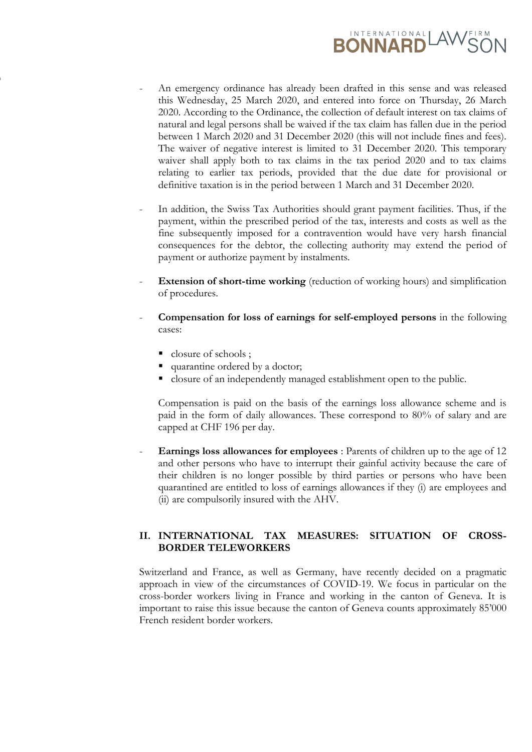- An emergency ordinance has already been drafted in this sense and was released this Wednesday, 25 March 2020, and entered into force on Thursday, 26 March 2020. According to the Ordinance, the collection of default interest on tax claims of natural and legal persons shall be waived if the tax claim has fallen due in the period between 1 March 2020 and 31 December 2020 (this will not include fines and fees). The waiver of negative interest is limited to 31 December 2020. This temporary waiver shall apply both to tax claims in the tax period 2020 and to tax claims relating to earlier tax periods, provided that the due date for provisional or definitive taxation is in the period between 1 March and 31 December 2020.

- In addition, the Swiss Tax Authorities should grant payment facilities. Thus, if the payment, within the prescribed period of the tax, interests and costs as well as the fine subsequently imposed for a contravention would have very harsh financial consequences for the debtor, the collecting authority may extend the period of payment or authorize payment by instalments.

- **Extension of short-time working** (reduction of working hours) and simplification of procedures.

- **Compensation for loss of earnings for self-employed persons** in the following cases:

  - closure of schools ;
  - quarantine ordered by a doctor;
  - closure of an independently managed establishment open to the public.

  Compensation is paid on the basis of the earnings loss allowance scheme and is paid in the form of daily allowances. These correspond to 80% of salary and are capped at CHF 196 per day.

- **Earnings loss allowances for employees** : Parents of children up to the age of 12 and other persons who have to interrupt their gainful activity because the care of their children is no longer possible by third parties or persons who have been quarantined are entitled to loss of earnings allowances if they (i) are employees and (ii) are compulsorily insured with the AHV.

## II. INTERNATIONAL TAX MEASURES: SITUATION OF CROSS-BORDER TELEWORKERS

Switzerland and France, as well as Germany, have recently decided on a pragmatic approach in view of the circumstances of COVID-19. We focus in particular on the cross-border workers living in France and working in the canton of Geneva. It is important to raise this issue because the canton of Geneva counts approximately 85'000 French resident border workers.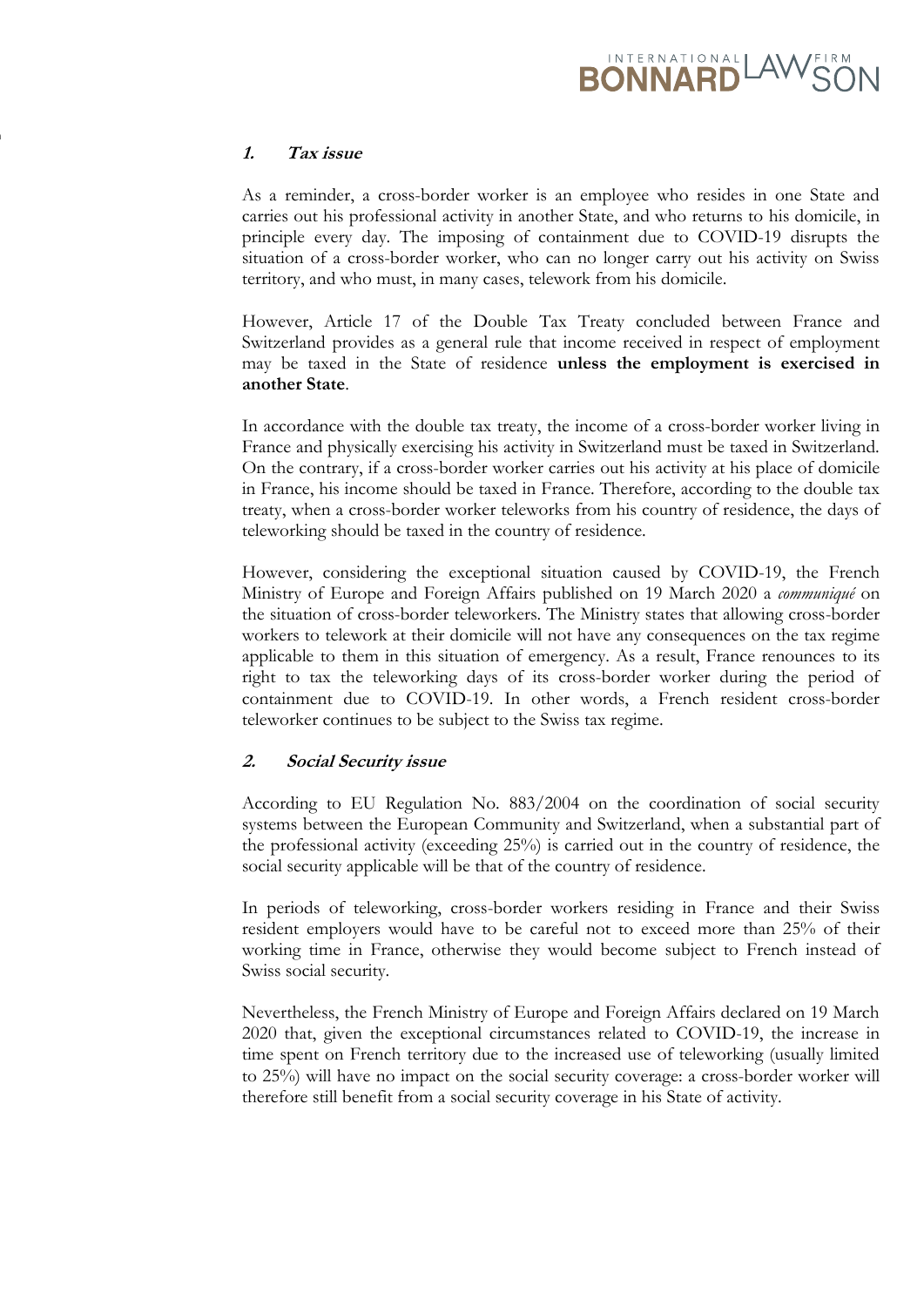## 1. *Tax issue*

As a reminder, a cross-border worker is an employee who resides in one State and carries out his professional activity in another State, and who returns to his domicile, in principle every day. The imposing of containment due to COVID-19 disrupts the situation of a cross-border worker, who can no longer carry out his activity on Swiss territory, and who must, in many cases, telework from his domicile.

However, Article 17 of the Double Tax Treaty concluded between France and Switzerland provides as a general rule that income received in respect of employment may be taxed in the State of residence **unless the employment is exercised in another State**.

In accordance with the double tax treaty, the income of a cross-border worker living in France and physically exercising his activity in Switzerland must be taxed in Switzerland. On the contrary, if a cross-border worker carries out his activity at his place of domicile in France, his income should be taxed in France. Therefore, according to the double tax treaty, when a cross-border worker teleworks from his country of residence, the days of teleworking should be taxed in the country of residence.

However, considering the exceptional situation caused by COVID-19, the French Ministry of Europe and Foreign Affairs published on 19 March 2020 a *communiqué* on the situation of cross-border teleworkers. The Ministry states that allowing cross-border workers to telework at their domicile will not have any consequences on the tax regime applicable to them in this situation of emergency. As a result, France renounces to its right to tax the teleworking days of its cross-border worker during the period of containment due to COVID-19. In other words, a French resident cross-border teleworker continues to be subject to the Swiss tax regime.

## 2. *Social Security issue*

According to EU Regulation No. 883/2004 on the coordination of social security systems between the European Community and Switzerland, when a substantial part of the professional activity (exceeding 25%) is carried out in the country of residence, the social security applicable will be that of the country of residence.

In periods of teleworking, cross-border workers residing in France and their Swiss resident employers would have to be careful not to exceed more than 25% of their working time in France, otherwise they would become subject to French instead of Swiss social security.

Nevertheless, the French Ministry of Europe and Foreign Affairs declared on 19 March 2020 that, given the exceptional circumstances related to COVID-19, the increase in time spent on French territory due to the increased use of teleworking (usually limited to 25%) will have no impact on the social security coverage: a cross-border worker will therefore still benefit from a social security coverage in his State of activity.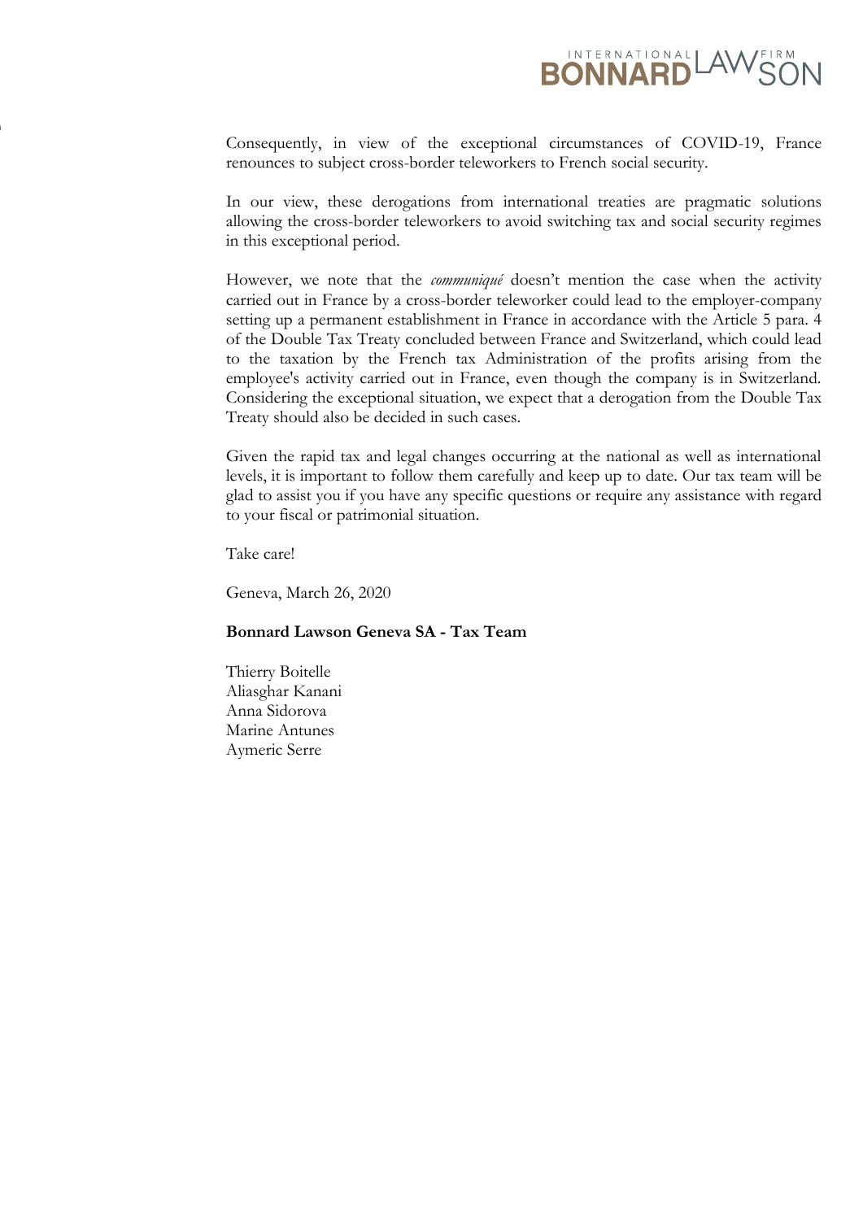Consequently, in view of the exceptional circumstances of COVID-19, France renounces to subject cross-border teleworkers to French social security.

In our view, these derogations from international treaties are pragmatic solutions allowing the cross-border teleworkers to avoid switching tax and social security regimes in this exceptional period.

However, we note that the *communiqué* doesn't mention the case when the activity carried out in France by a cross-border teleworker could lead to the employer-company setting up a permanent establishment in France in accordance with the Article 5 para. 4 of the Double Tax Treaty concluded between France and Switzerland, which could lead to the taxation by the French tax Administration of the profits arising from the employee's activity carried out in France, even though the company is in Switzerland. Considering the exceptional situation, we expect that a derogation from the Double Tax Treaty should also be decided in such cases.

Given the rapid tax and legal changes occurring at the national as well as international levels, it is important to follow them carefully and keep up to date. Our tax team will be glad to assist you if you have any specific questions or require any assistance with regard to your fiscal or patrimonial situation.

Take care!

Geneva, March 26, 2020

**Bonnard Lawson Geneva SA - Tax Team**

Thierry Boitelle
Aliasghar Kanani
Anna Sidorova
Marine Antunes
Aymeric Serre